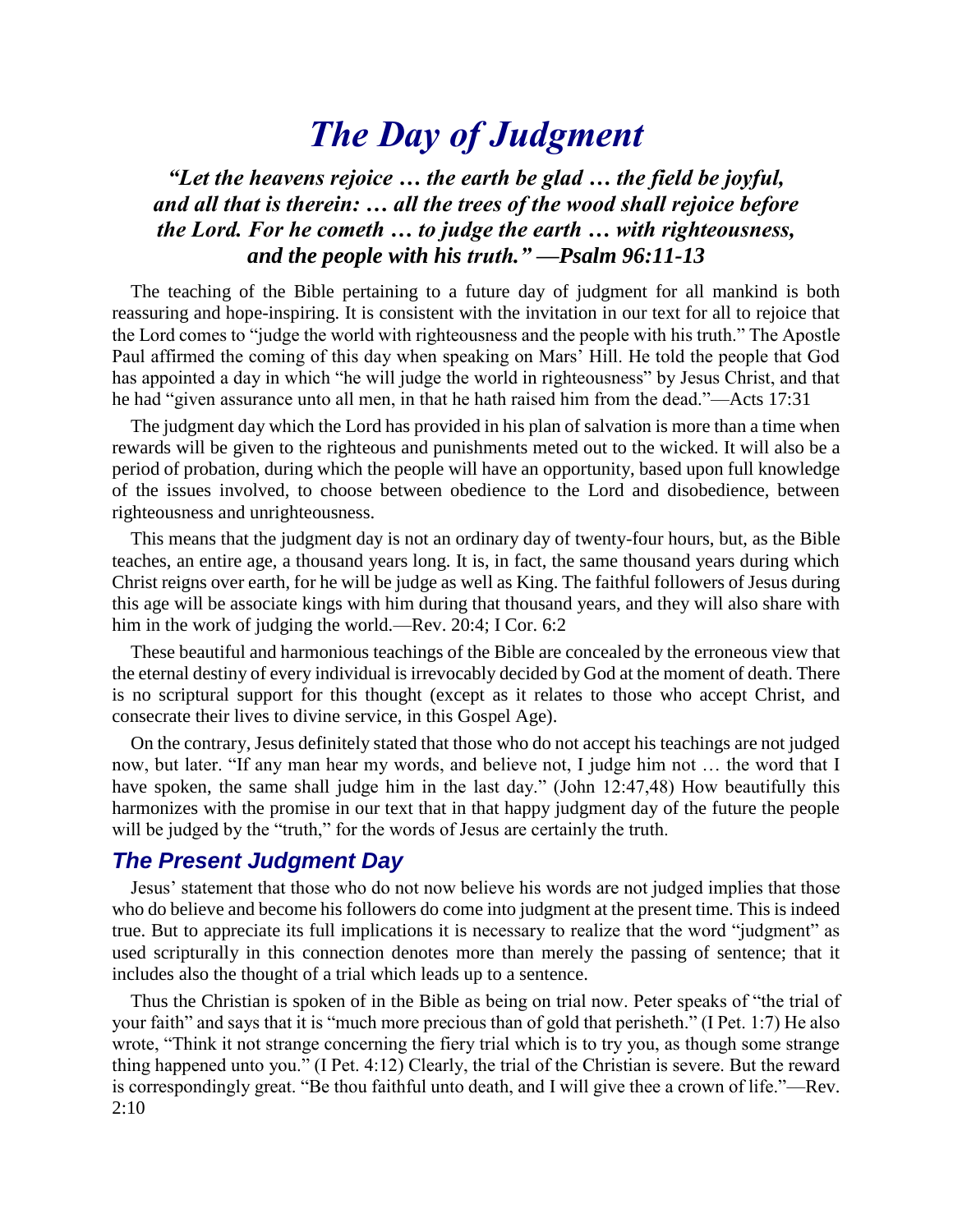# *The Day of Judgment*

***"Let the heavens rejoice … the earth be glad … the field be joyful, and all that is therein: … all the trees of the wood shall rejoice before the Lord. For he cometh … to judge the earth … with righteousness, and the people with his truth." —Psalm 96:11-13***

The teaching of the Bible pertaining to a future day of judgment for all mankind is both reassuring and hope-inspiring. It is consistent with the invitation in our text for all to rejoice that the Lord comes to "judge the world with righteousness and the people with his truth." The Apostle Paul affirmed the coming of this day when speaking on Mars' Hill. He told the people that God has appointed a day in which "he will judge the world in righteousness" by Jesus Christ, and that he had "given assurance unto all men, in that he hath raised him from the dead."—Acts 17:31

The judgment day which the Lord has provided in his plan of salvation is more than a time when rewards will be given to the righteous and punishments meted out to the wicked. It will also be a period of probation, during which the people will have an opportunity, based upon full knowledge of the issues involved, to choose between obedience to the Lord and disobedience, between righteousness and unrighteousness.

This means that the judgment day is not an ordinary day of twenty-four hours, but, as the Bible teaches, an entire age, a thousand years long. It is, in fact, the same thousand years during which Christ reigns over earth, for he will be judge as well as King. The faithful followers of Jesus during this age will be associate kings with him during that thousand years, and they will also share with him in the work of judging the world.—Rev. 20:4; I Cor. 6:2

These beautiful and harmonious teachings of the Bible are concealed by the erroneous view that the eternal destiny of every individual is irrevocably decided by God at the moment of death. There is no scriptural support for this thought (except as it relates to those who accept Christ, and consecrate their lives to divine service, in this Gospel Age).

On the contrary, Jesus definitely stated that those who do not accept his teachings are not judged now, but later. "If any man hear my words, and believe not, I judge him not … the word that I have spoken, the same shall judge him in the last day." (John 12:47,48) How beautifully this harmonizes with the promise in our text that in that happy judgment day of the future the people will be judged by the "truth," for the words of Jesus are certainly the truth.

## *The Present Judgment Day*

Jesus' statement that those who do not now believe his words are not judged implies that those who do believe and become his followers do come into judgment at the present time. This is indeed true. But to appreciate its full implications it is necessary to realize that the word "judgment" as used scripturally in this connection denotes more than merely the passing of sentence; that it includes also the thought of a trial which leads up to a sentence.

Thus the Christian is spoken of in the Bible as being on trial now. Peter speaks of "the trial of your faith" and says that it is "much more precious than of gold that perisheth." (I Pet. 1:7) He also wrote, "Think it not strange concerning the fiery trial which is to try you, as though some strange thing happened unto you." (I Pet. 4:12) Clearly, the trial of the Christian is severe. But the reward is correspondingly great. "Be thou faithful unto death, and I will give thee a crown of life."—Rev. 2:10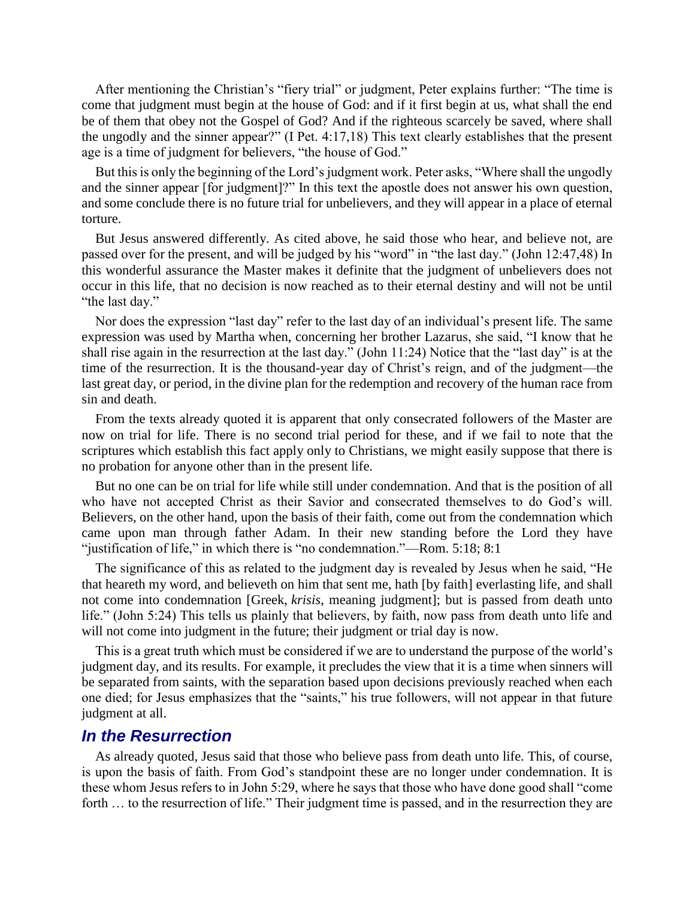After mentioning the Christian's "fiery trial" or judgment, Peter explains further: "The time is come that judgment must begin at the house of God: and if it first begin at us, what shall the end be of them that obey not the Gospel of God? And if the righteous scarcely be saved, where shall the ungodly and the sinner appear?" (I Pet. 4:17,18) This text clearly establishes that the present age is a time of judgment for believers, "the house of God."

But this is only the beginning of the Lord's judgment work. Peter asks, "Where shall the ungodly and the sinner appear [for judgment]?" In this text the apostle does not answer his own question, and some conclude there is no future trial for unbelievers, and they will appear in a place of eternal torture.

But Jesus answered differently. As cited above, he said those who hear, and believe not, are passed over for the present, and will be judged by his "word" in "the last day." (John 12:47,48) In this wonderful assurance the Master makes it definite that the judgment of unbelievers does not occur in this life, that no decision is now reached as to their eternal destiny and will not be until "the last day."

Nor does the expression "last day" refer to the last day of an individual's present life. The same expression was used by Martha when, concerning her brother Lazarus, she said, "I know that he shall rise again in the resurrection at the last day." (John 11:24) Notice that the "last day" is at the time of the resurrection. It is the thousand-year day of Christ's reign, and of the judgment—the last great day, or period, in the divine plan for the redemption and recovery of the human race from sin and death.

From the texts already quoted it is apparent that only consecrated followers of the Master are now on trial for life. There is no second trial period for these, and if we fail to note that the scriptures which establish this fact apply only to Christians, we might easily suppose that there is no probation for anyone other than in the present life.

But no one can be on trial for life while still under condemnation. And that is the position of all who have not accepted Christ as their Savior and consecrated themselves to do God's will. Believers, on the other hand, upon the basis of their faith, come out from the condemnation which came upon man through father Adam. In their new standing before the Lord they have "justification of life," in which there is "no condemnation."—Rom. 5:18; 8:1

The significance of this as related to the judgment day is revealed by Jesus when he said, "He that heareth my word, and believeth on him that sent me, hath [by faith] everlasting life, and shall not come into condemnation [Greek, *krisis*, meaning judgment]; but is passed from death unto life." (John 5:24) This tells us plainly that believers, by faith, now pass from death unto life and will not come into judgment in the future; their judgment or trial day is now.

This is a great truth which must be considered if we are to understand the purpose of the world's judgment day, and its results. For example, it precludes the view that it is a time when sinners will be separated from saints, with the separation based upon decisions previously reached when each one died; for Jesus emphasizes that the "saints," his true followers, will not appear in that future judgment at all.

## *In the Resurrection*

As already quoted, Jesus said that those who believe pass from death unto life. This, of course, is upon the basis of faith. From God's standpoint these are no longer under condemnation. It is these whom Jesus refers to in John 5:29, where he says that those who have done good shall "come forth … to the resurrection of life." Their judgment time is passed, and in the resurrection they are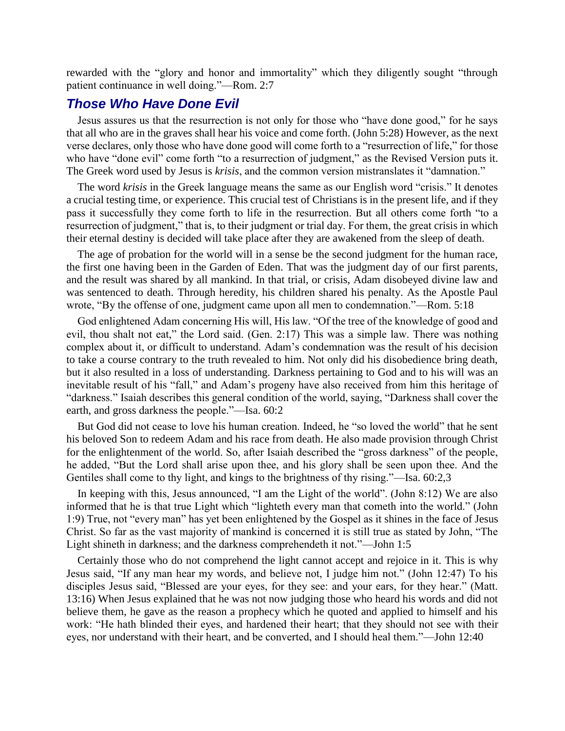rewarded with the "glory and honor and immortality" which they diligently sought "through patient continuance in well doing."—Rom. 2:7

## *Those Who Have Done Evil*

Jesus assures us that the resurrection is not only for those who "have done good," for he says that all who are in the graves shall hear his voice and come forth. (John 5:28) However, as the next verse declares, only those who have done good will come forth to a "resurrection of life," for those who have "done evil" come forth "to a resurrection of judgment," as the Revised Version puts it. The Greek word used by Jesus is *krisis*, and the common version mistranslates it "damnation."

The word *krisis* in the Greek language means the same as our English word "crisis." It denotes a crucial testing time, or experience. This crucial test of Christians is in the present life, and if they pass it successfully they come forth to life in the resurrection. But all others come forth "to a resurrection of judgment," that is, to their judgment or trial day. For them, the great crisis in which their eternal destiny is decided will take place after they are awakened from the sleep of death.

The age of probation for the world will in a sense be the second judgment for the human race, the first one having been in the Garden of Eden. That was the judgment day of our first parents, and the result was shared by all mankind. In that trial, or crisis, Adam disobeyed divine law and was sentenced to death. Through heredity, his children shared his penalty. As the Apostle Paul wrote, "By the offense of one, judgment came upon all men to condemnation."—Rom. 5:18

God enlightened Adam concerning His will, His law. "Of the tree of the knowledge of good and evil, thou shalt not eat," the Lord said. (Gen. 2:17) This was a simple law. There was nothing complex about it, or difficult to understand. Adam's condemnation was the result of his decision to take a course contrary to the truth revealed to him. Not only did his disobedience bring death, but it also resulted in a loss of understanding. Darkness pertaining to God and to his will was an inevitable result of his "fall," and Adam's progeny have also received from him this heritage of "darkness." Isaiah describes this general condition of the world, saying, "Darkness shall cover the earth, and gross darkness the people."—Isa. 60:2

But God did not cease to love his human creation. Indeed, he "so loved the world" that he sent his beloved Son to redeem Adam and his race from death. He also made provision through Christ for the enlightenment of the world. So, after Isaiah described the "gross darkness" of the people, he added, "But the Lord shall arise upon thee, and his glory shall be seen upon thee. And the Gentiles shall come to thy light, and kings to the brightness of thy rising."—Isa. 60:2,3

In keeping with this, Jesus announced, "I am the Light of the world". (John 8:12) We are also informed that he is that true Light which "lighteth every man that cometh into the world." (John 1:9) True, not "every man" has yet been enlightened by the Gospel as it shines in the face of Jesus Christ. So far as the vast majority of mankind is concerned it is still true as stated by John, "The Light shineth in darkness; and the darkness comprehendeth it not."—John 1:5

Certainly those who do not comprehend the light cannot accept and rejoice in it. This is why Jesus said, "If any man hear my words, and believe not, I judge him not." (John 12:47) To his disciples Jesus said, "Blessed are your eyes, for they see: and your ears, for they hear." (Matt. 13:16) When Jesus explained that he was not now judging those who heard his words and did not believe them, he gave as the reason a prophecy which he quoted and applied to himself and his work: "He hath blinded their eyes, and hardened their heart; that they should not see with their eyes, nor understand with their heart, and be converted, and I should heal them."—John 12:40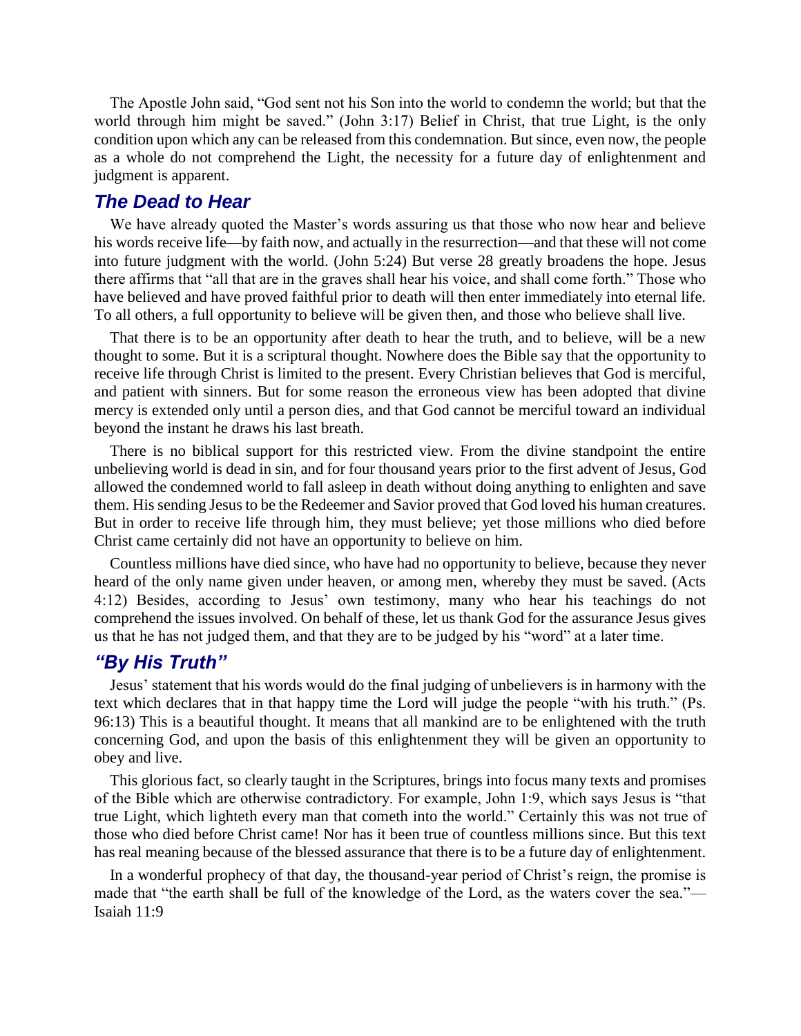The Apostle John said, "God sent not his Son into the world to condemn the world; but that the world through him might be saved." (John 3:17) Belief in Christ, that true Light, is the only condition upon which any can be released from this condemnation. But since, even now, the people as a whole do not comprehend the Light, the necessity for a future day of enlightenment and judgment is apparent.

## *The Dead to Hear*

We have already quoted the Master's words assuring us that those who now hear and believe his words receive life—by faith now, and actually in the resurrection—and that these will not come into future judgment with the world. (John 5:24) But verse 28 greatly broadens the hope. Jesus there affirms that "all that are in the graves shall hear his voice, and shall come forth." Those who have believed and have proved faithful prior to death will then enter immediately into eternal life. To all others, a full opportunity to believe will be given then, and those who believe shall live.

That there is to be an opportunity after death to hear the truth, and to believe, will be a new thought to some. But it is a scriptural thought. Nowhere does the Bible say that the opportunity to receive life through Christ is limited to the present. Every Christian believes that God is merciful, and patient with sinners. But for some reason the erroneous view has been adopted that divine mercy is extended only until a person dies, and that God cannot be merciful toward an individual beyond the instant he draws his last breath.

There is no biblical support for this restricted view. From the divine standpoint the entire unbelieving world is dead in sin, and for four thousand years prior to the first advent of Jesus, God allowed the condemned world to fall asleep in death without doing anything to enlighten and save them. His sending Jesus to be the Redeemer and Savior proved that God loved his human creatures. But in order to receive life through him, they must believe; yet those millions who died before Christ came certainly did not have an opportunity to believe on him.

Countless millions have died since, who have had no opportunity to believe, because they never heard of the only name given under heaven, or among men, whereby they must be saved. (Acts 4:12) Besides, according to Jesus' own testimony, many who hear his teachings do not comprehend the issues involved. On behalf of these, let us thank God for the assurance Jesus gives us that he has not judged them, and that they are to be judged by his "word" at a later time.

## *"By His Truth"*

Jesus' statement that his words would do the final judging of unbelievers is in harmony with the text which declares that in that happy time the Lord will judge the people "with his truth." (Ps. 96:13) This is a beautiful thought. It means that all mankind are to be enlightened with the truth concerning God, and upon the basis of this enlightenment they will be given an opportunity to obey and live.

This glorious fact, so clearly taught in the Scriptures, brings into focus many texts and promises of the Bible which are otherwise contradictory. For example, John 1:9, which says Jesus is "that true Light, which lighteth every man that cometh into the world." Certainly this was not true of those who died before Christ came! Nor has it been true of countless millions since. But this text has real meaning because of the blessed assurance that there is to be a future day of enlightenment.

In a wonderful prophecy of that day, the thousand-year period of Christ's reign, the promise is made that "the earth shall be full of the knowledge of the Lord, as the waters cover the sea."—Isaiah 11:9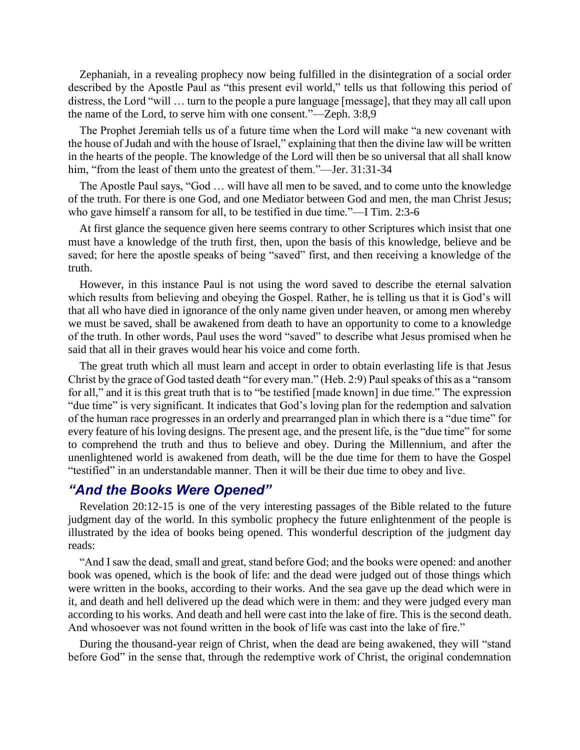Zephaniah, in a revealing prophecy now being fulfilled in the disintegration of a social order described by the Apostle Paul as "this present evil world," tells us that following this period of distress, the Lord "will … turn to the people a pure language [message], that they may all call upon the name of the Lord, to serve him with one consent."—Zeph. 3:8,9

The Prophet Jeremiah tells us of a future time when the Lord will make "a new covenant with the house of Judah and with the house of Israel," explaining that then the divine law will be written in the hearts of the people. The knowledge of the Lord will then be so universal that all shall know him, "from the least of them unto the greatest of them."—Jer. 31:31-34

The Apostle Paul says, "God … will have all men to be saved, and to come unto the knowledge of the truth. For there is one God, and one Mediator between God and men, the man Christ Jesus; who gave himself a ransom for all, to be testified in due time."—I Tim. 2:3-6

At first glance the sequence given here seems contrary to other Scriptures which insist that one must have a knowledge of the truth first, then, upon the basis of this knowledge, believe and be saved; for here the apostle speaks of being "saved" first, and then receiving a knowledge of the truth.

However, in this instance Paul is not using the word saved to describe the eternal salvation which results from believing and obeying the Gospel. Rather, he is telling us that it is God's will that all who have died in ignorance of the only name given under heaven, or among men whereby we must be saved, shall be awakened from death to have an opportunity to come to a knowledge of the truth. In other words, Paul uses the word "saved" to describe what Jesus promised when he said that all in their graves would hear his voice and come forth.

The great truth which all must learn and accept in order to obtain everlasting life is that Jesus Christ by the grace of God tasted death "for every man." (Heb. 2:9) Paul speaks of this as a "ransom for all," and it is this great truth that is to "be testified [made known] in due time." The expression "due time" is very significant. It indicates that God's loving plan for the redemption and salvation of the human race progresses in an orderly and prearranged plan in which there is a "due time" for every feature of his loving designs. The present age, and the present life, is the "due time" for some to comprehend the truth and thus to believe and obey. During the Millennium, and after the unenlightened world is awakened from death, will be the due time for them to have the Gospel "testified" in an understandable manner. Then it will be their due time to obey and live.

## *"And the Books Were Opened"*

Revelation 20:12-15 is one of the very interesting passages of the Bible related to the future judgment day of the world. In this symbolic prophecy the future enlightenment of the people is illustrated by the idea of books being opened. This wonderful description of the judgment day reads:

"And I saw the dead, small and great, stand before God; and the books were opened: and another book was opened, which is the book of life: and the dead were judged out of those things which were written in the books, according to their works. And the sea gave up the dead which were in it, and death and hell delivered up the dead which were in them: and they were judged every man according to his works. And death and hell were cast into the lake of fire. This is the second death. And whosoever was not found written in the book of life was cast into the lake of fire."

During the thousand-year reign of Christ, when the dead are being awakened, they will "stand before God" in the sense that, through the redemptive work of Christ, the original condemnation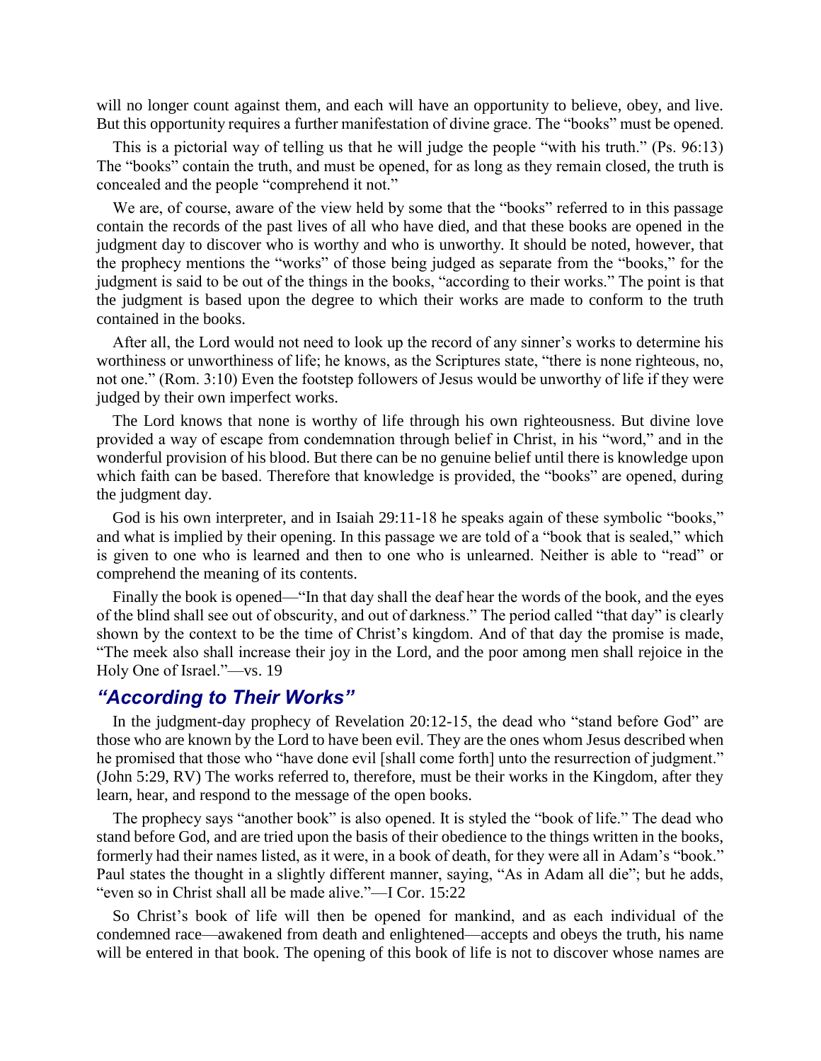will no longer count against them, and each will have an opportunity to believe, obey, and live. But this opportunity requires a further manifestation of divine grace. The "books" must be opened.

This is a pictorial way of telling us that he will judge the people "with his truth." (Ps. 96:13) The "books" contain the truth, and must be opened, for as long as they remain closed, the truth is concealed and the people "comprehend it not."

We are, of course, aware of the view held by some that the "books" referred to in this passage contain the records of the past lives of all who have died, and that these books are opened in the judgment day to discover who is worthy and who is unworthy. It should be noted, however, that the prophecy mentions the "works" of those being judged as separate from the "books," for the judgment is said to be out of the things in the books, "according to their works." The point is that the judgment is based upon the degree to which their works are made to conform to the truth contained in the books.

After all, the Lord would not need to look up the record of any sinner's works to determine his worthiness or unworthiness of life; he knows, as the Scriptures state, "there is none righteous, no, not one." (Rom. 3:10) Even the footstep followers of Jesus would be unworthy of life if they were judged by their own imperfect works.

The Lord knows that none is worthy of life through his own righteousness. But divine love provided a way of escape from condemnation through belief in Christ, in his "word," and in the wonderful provision of his blood. But there can be no genuine belief until there is knowledge upon which faith can be based. Therefore that knowledge is provided, the "books" are opened, during the judgment day.

God is his own interpreter, and in Isaiah 29:11-18 he speaks again of these symbolic "books," and what is implied by their opening. In this passage we are told of a "book that is sealed," which is given to one who is learned and then to one who is unlearned. Neither is able to "read" or comprehend the meaning of its contents.

Finally the book is opened—"In that day shall the deaf hear the words of the book, and the eyes of the blind shall see out of obscurity, and out of darkness." The period called "that day" is clearly shown by the context to be the time of Christ's kingdom. And of that day the promise is made, "The meek also shall increase their joy in the Lord, and the poor among men shall rejoice in the Holy One of Israel."—vs. 19

## *"According to Their Works"*

In the judgment-day prophecy of Revelation 20:12-15, the dead who "stand before God" are those who are known by the Lord to have been evil. They are the ones whom Jesus described when he promised that those who "have done evil [shall come forth] unto the resurrection of judgment." (John 5:29, RV) The works referred to, therefore, must be their works in the Kingdom, after they learn, hear, and respond to the message of the open books.

The prophecy says "another book" is also opened. It is styled the "book of life." The dead who stand before God, and are tried upon the basis of their obedience to the things written in the books, formerly had their names listed, as it were, in a book of death, for they were all in Adam's "book." Paul states the thought in a slightly different manner, saying, "As in Adam all die"; but he adds, "even so in Christ shall all be made alive."—I Cor. 15:22

So Christ's book of life will then be opened for mankind, and as each individual of the condemned race—awakened from death and enlightened—accepts and obeys the truth, his name will be entered in that book. The opening of this book of life is not to discover whose names are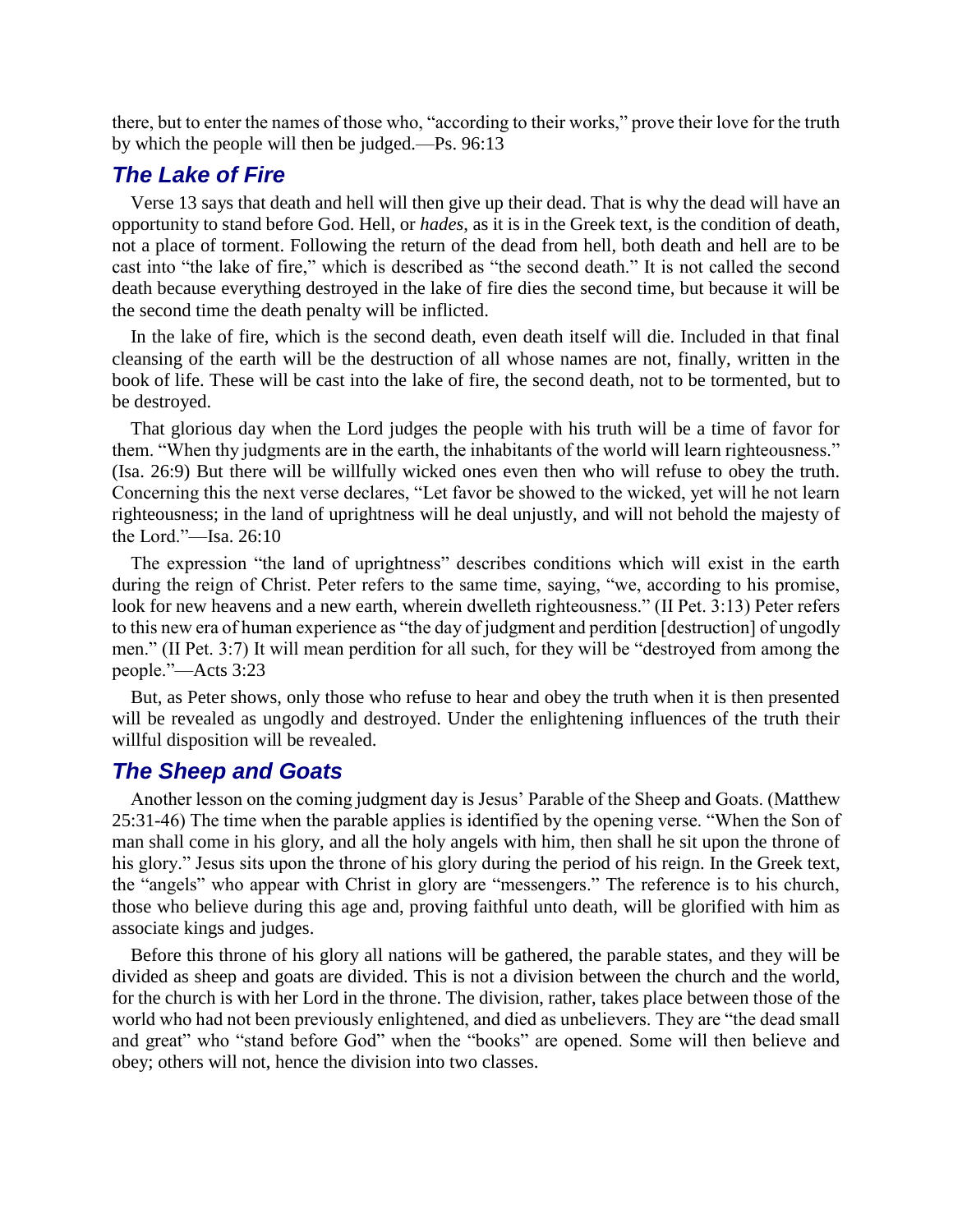there, but to enter the names of those who, "according to their works," prove their love for the truth by which the people will then be judged.—Ps. 96:13

## The Lake of Fire

Verse 13 says that death and hell will then give up their dead. That is why the dead will have an opportunity to stand before God. Hell, or *hades*, as it is in the Greek text, is the condition of death, not a place of torment. Following the return of the dead from hell, both death and hell are to be cast into "the lake of fire," which is described as "the second death." It is not called the second death because everything destroyed in the lake of fire dies the second time, but because it will be the second time the death penalty will be inflicted.

In the lake of fire, which is the second death, even death itself will die. Included in that final cleansing of the earth will be the destruction of all whose names are not, finally, written in the book of life. These will be cast into the lake of fire, the second death, not to be tormented, but to be destroyed.

That glorious day when the Lord judges the people with his truth will be a time of favor for them. "When thy judgments are in the earth, the inhabitants of the world will learn righteousness." (Isa. 26:9) But there will be willfully wicked ones even then who will refuse to obey the truth. Concerning this the next verse declares, "Let favor be showed to the wicked, yet will he not learn righteousness; in the land of uprightness will he deal unjustly, and will not behold the majesty of the Lord."—Isa. 26:10

The expression "the land of uprightness" describes conditions which will exist in the earth during the reign of Christ. Peter refers to the same time, saying, "we, according to his promise, look for new heavens and a new earth, wherein dwelleth righteousness." (II Pet. 3:13) Peter refers to this new era of human experience as "the day of judgment and perdition [destruction] of ungodly men." (II Pet. 3:7) It will mean perdition for all such, for they will be "destroyed from among the people."—Acts 3:23

But, as Peter shows, only those who refuse to hear and obey the truth when it is then presented will be revealed as ungodly and destroyed. Under the enlightening influences of the truth their willful disposition will be revealed.

## The Sheep and Goats

Another lesson on the coming judgment day is Jesus' Parable of the Sheep and Goats. (Matthew 25:31-46) The time when the parable applies is identified by the opening verse. "When the Son of man shall come in his glory, and all the holy angels with him, then shall he sit upon the throne of his glory." Jesus sits upon the throne of his glory during the period of his reign. In the Greek text, the "angels" who appear with Christ in glory are "messengers." The reference is to his church, those who believe during this age and, proving faithful unto death, will be glorified with him as associate kings and judges.

Before this throne of his glory all nations will be gathered, the parable states, and they will be divided as sheep and goats are divided. This is not a division between the church and the world, for the church is with her Lord in the throne. The division, rather, takes place between those of the world who had not been previously enlightened, and died as unbelievers. They are "the dead small and great" who "stand before God" when the "books" are opened. Some will then believe and obey; others will not, hence the division into two classes.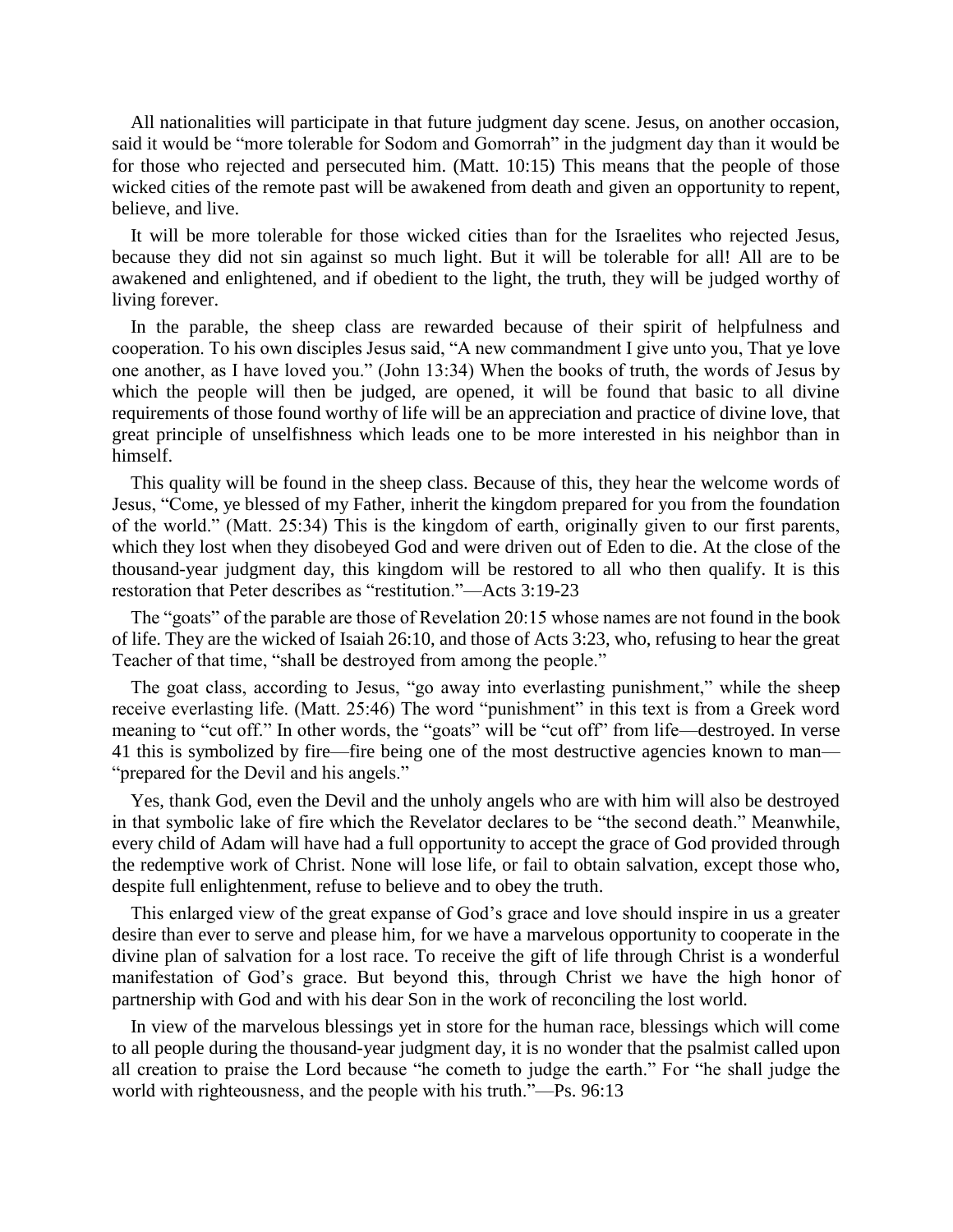All nationalities will participate in that future judgment day scene. Jesus, on another occasion, said it would be "more tolerable for Sodom and Gomorrah" in the judgment day than it would be for those who rejected and persecuted him. (Matt. 10:15) This means that the people of those wicked cities of the remote past will be awakened from death and given an opportunity to repent, believe, and live.

It will be more tolerable for those wicked cities than for the Israelites who rejected Jesus, because they did not sin against so much light. But it will be tolerable for all! All are to be awakened and enlightened, and if obedient to the light, the truth, they will be judged worthy of living forever.

In the parable, the sheep class are rewarded because of their spirit of helpfulness and cooperation. To his own disciples Jesus said, "A new commandment I give unto you, That ye love one another, as I have loved you." (John 13:34) When the books of truth, the words of Jesus by which the people will then be judged, are opened, it will be found that basic to all divine requirements of those found worthy of life will be an appreciation and practice of divine love, that great principle of unselfishness which leads one to be more interested in his neighbor than in himself.

This quality will be found in the sheep class. Because of this, they hear the welcome words of Jesus, "Come, ye blessed of my Father, inherit the kingdom prepared for you from the foundation of the world." (Matt. 25:34) This is the kingdom of earth, originally given to our first parents, which they lost when they disobeyed God and were driven out of Eden to die. At the close of the thousand-year judgment day, this kingdom will be restored to all who then qualify. It is this restoration that Peter describes as "restitution."—Acts 3:19-23

The "goats" of the parable are those of Revelation 20:15 whose names are not found in the book of life. They are the wicked of Isaiah 26:10, and those of Acts 3:23, who, refusing to hear the great Teacher of that time, "shall be destroyed from among the people."

The goat class, according to Jesus, "go away into everlasting punishment," while the sheep receive everlasting life. (Matt. 25:46) The word "punishment" in this text is from a Greek word meaning to "cut off." In other words, the "goats" will be "cut off" from life—destroyed. In verse 41 this is symbolized by fire—fire being one of the most destructive agencies known to man—"prepared for the Devil and his angels."

Yes, thank God, even the Devil and the unholy angels who are with him will also be destroyed in that symbolic lake of fire which the Revelator declares to be "the second death." Meanwhile, every child of Adam will have had a full opportunity to accept the grace of God provided through the redemptive work of Christ. None will lose life, or fail to obtain salvation, except those who, despite full enlightenment, refuse to believe and to obey the truth.

This enlarged view of the great expanse of God's grace and love should inspire in us a greater desire than ever to serve and please him, for we have a marvelous opportunity to cooperate in the divine plan of salvation for a lost race. To receive the gift of life through Christ is a wonderful manifestation of God's grace. But beyond this, through Christ we have the high honor of partnership with God and with his dear Son in the work of reconciling the lost world.

In view of the marvelous blessings yet in store for the human race, blessings which will come to all people during the thousand-year judgment day, it is no wonder that the psalmist called upon all creation to praise the Lord because "he cometh to judge the earth." For "he shall judge the world with righteousness, and the people with his truth."—Ps. 96:13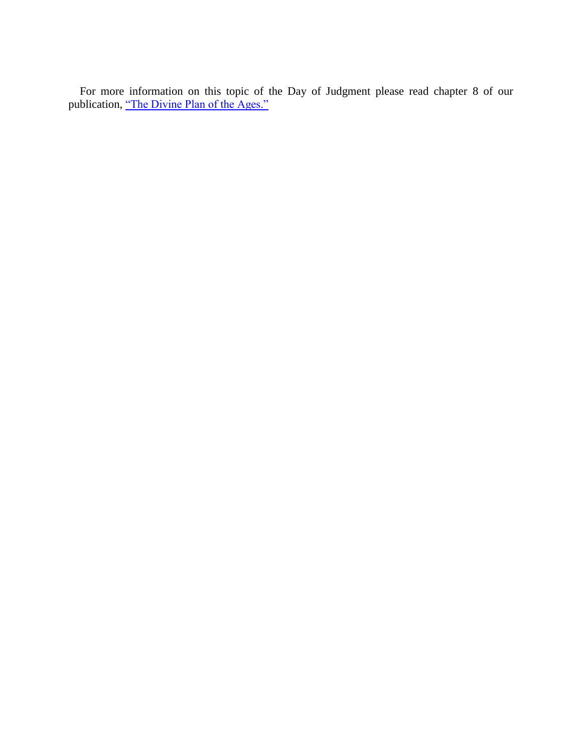For more information on this topic of the Day of Judgment please read chapter 8 of our publication, "The Divine Plan of the Ages."